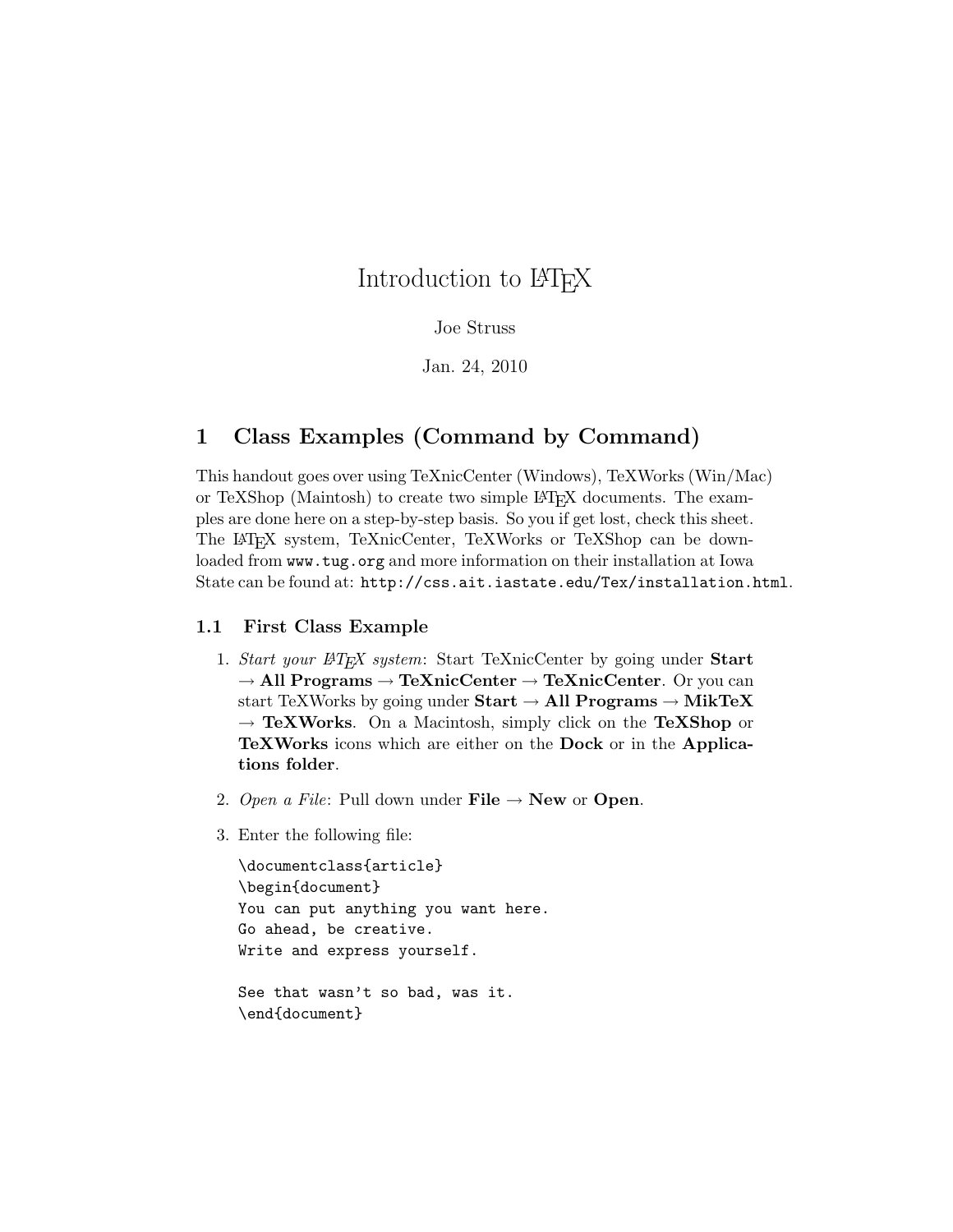# Introduction to LaTeX

Joe Struss

Jan. 24, 2010

## 1 Class Examples (Command by Command)

This handout goes over using TeXnicCenter (Windows), TeXWorks (Win/Mac) or TeXShop (Maintosh) to create two simple LaTeX documents. The examples are done here on a step-by-step basis. So you if get lost, check this sheet. The LaTeX system, TeXnicCenter, TeXWorks or TeXShop can be downloaded from `www.tug.org` and more information on their installation at Iowa State can be found at: `http://css.ait.iastate.edu/Tex/installation.html`.

### 1.1 First Class Example

1. *Start your LaTeX system*: Start TeXnicCenter by going under **Start** → **All Programs** → **TeXnicCenter** → **TeXnicCenter**. Or you can start TeXWorks by going under **Start** → **All Programs** → **MikTeX** → **TeXWorks**. On a Macintosh, simply click on the **TeXShop** or **TeXWorks** icons which are either on the **Dock** or in the **Applications folder**.

2. *Open a File*: Pull down under **File** → **New** or **Open**.

3. Enter the following file:

```
\documentclass{article}
\begin{document}
You can put anything you want here.
Go ahead, be creative.
Write and express yourself.

See that wasn't so bad, was it.
\end{document}
```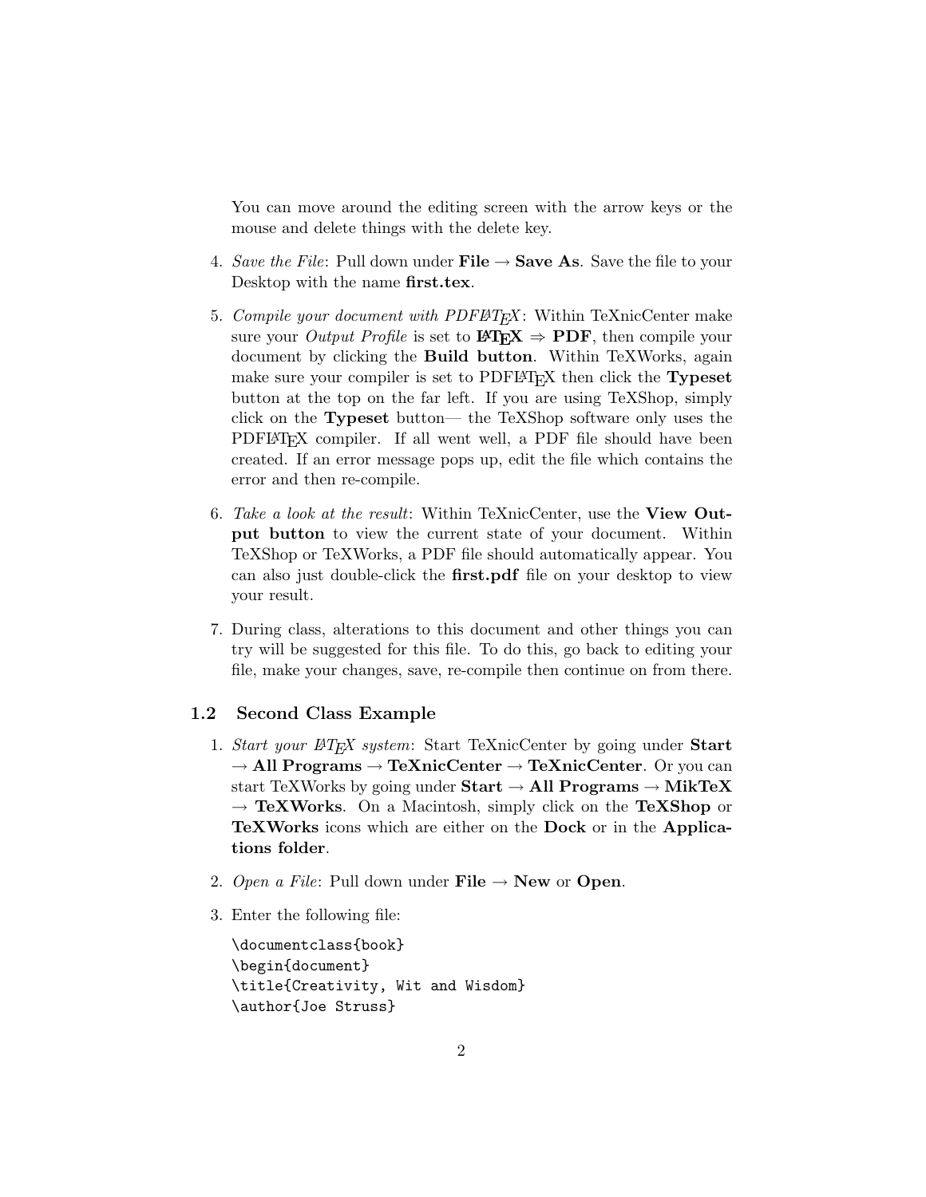You can move around the editing screen with the arrow keys or the mouse and delete things with the delete key.

4. *Save the File*: Pull down under **File** → **Save As**. Save the file to your Desktop with the name **first.tex**.

5. *Compile your document with PDFLaTeX*: Within TeXnicCenter make sure your *Output Profile* is set to **LaTeX** ⇒ **PDF**, then compile your document by clicking the **Build button**. Within TeXWorks, again make sure your compiler is set to PDFLaTeX then click the **Typeset** button at the top on the far left. If you are using TeXShop, simply click on the **Typeset** button— the TeXShop software only uses the PDFLaTeX compiler. If all went well, a PDF file should have been created. If an error message pops up, edit the file which contains the error and then re-compile.

6. *Take a look at the result*: Within TeXnicCenter, use the **View Output button** to view the current state of your document. Within TeXShop or TeXWorks, a PDF file should automatically appear. You can also just double-click the **first.pdf** file on your desktop to view your result.

7. During class, alterations to this document and other things you can try will be suggested for this file. To do this, go back to editing your file, make your changes, save, re-compile then continue on from there.

### 1.2 Second Class Example

1. *Start your LaTeX system*: Start TeXnicCenter by going under **Start** → **All Programs** → **TeXnicCenter** → **TeXnicCenter**. Or you can start TeXWorks by going under **Start** → **All Programs** → **MikTeX** → **TeXWorks**. On a Macintosh, simply click on the **TeXShop** or **TeXWorks** icons which are either on the **Dock** or in the **Applications folder**.

2. *Open a File*: Pull down under **File** → **New** or **Open**.

3. Enter the following file:

```
\documentclass{book}
\begin{document}
\title{Creativity, Wit and Wisdom}
\author{Joe Struss}
```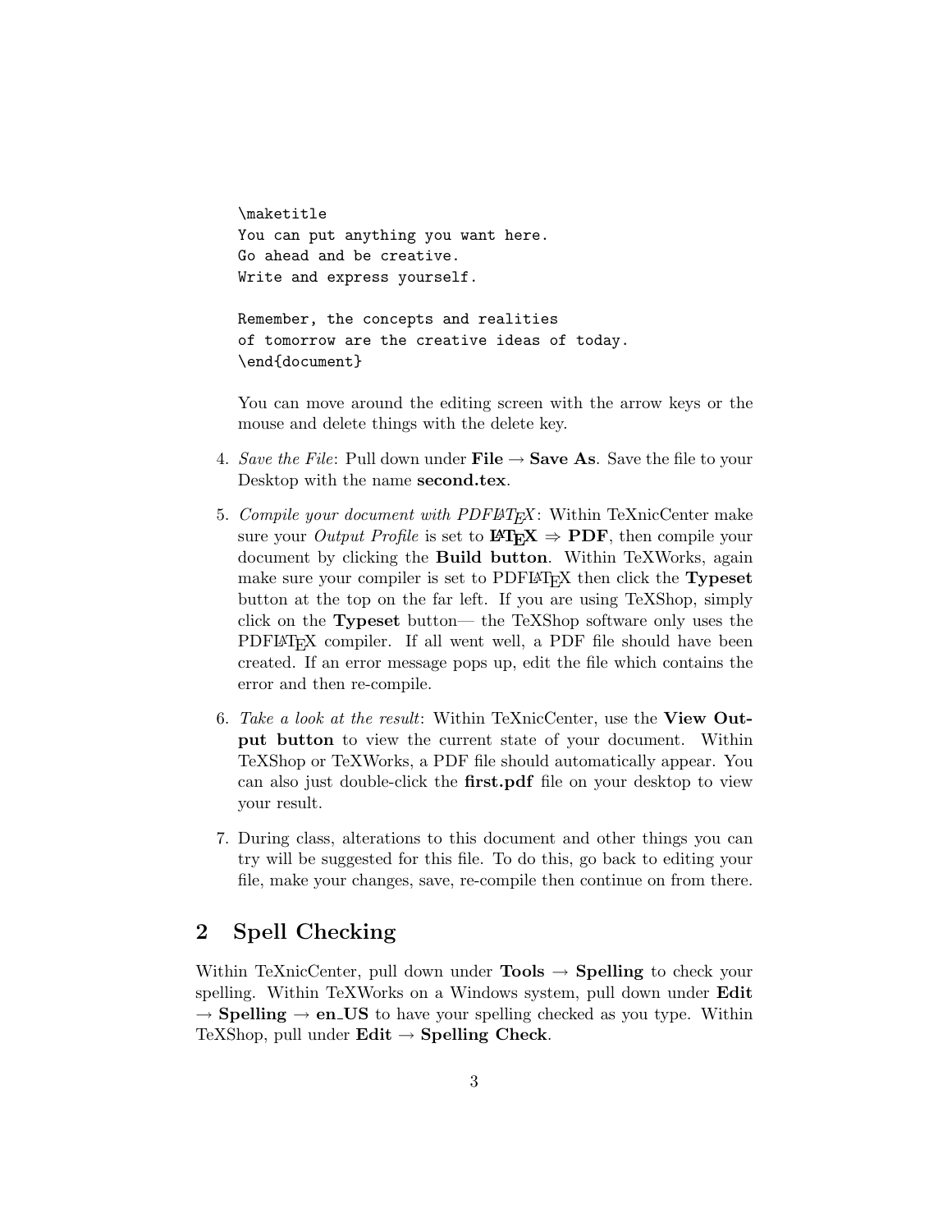```
\maketitle
You can put anything you want here.
Go ahead and be creative.
Write and express yourself.

Remember, the concepts and realities
of tomorrow are the creative ideas of today.
\end{document}
```

You can move around the editing screen with the arrow keys or the mouse and delete things with the delete key.

4. *Save the File*: Pull down under **File** → **Save As**. Save the file to your Desktop with the name **second.tex**.

5. *Compile your document with PDFLaTeX*: Within TeXnicCenter make sure your *Output Profile* is set to **LaTeX ⇒ PDF**, then compile your document by clicking the **Build button**. Within TeXWorks, again make sure your compiler is set to PDFLaTeX then click the **Typeset** button at the top on the far left. If you are using TeXShop, simply click on the **Typeset** button— the TeXShop software only uses the PDFLaTeX compiler. If all went well, a PDF file should have been created. If an error message pops up, edit the file which contains the error and then re-compile.

6. *Take a look at the result*: Within TeXnicCenter, use the **View Output button** to view the current state of your document. Within TeXShop or TeXWorks, a PDF file should automatically appear. You can also just double-click the **first.pdf** file on your desktop to view your result.

7. During class, alterations to this document and other things you can try will be suggested for this file. To do this, go back to editing your file, make your changes, save, re-compile then continue on from there.

## 2 Spell Checking

Within TeXnicCenter, pull down under **Tools** → **Spelling** to check your spelling. Within TeXWorks on a Windows system, pull down under **Edit** → **Spelling** → **en_US** to have your spelling checked as you type. Within TeXShop, pull under **Edit** → **Spelling Check**.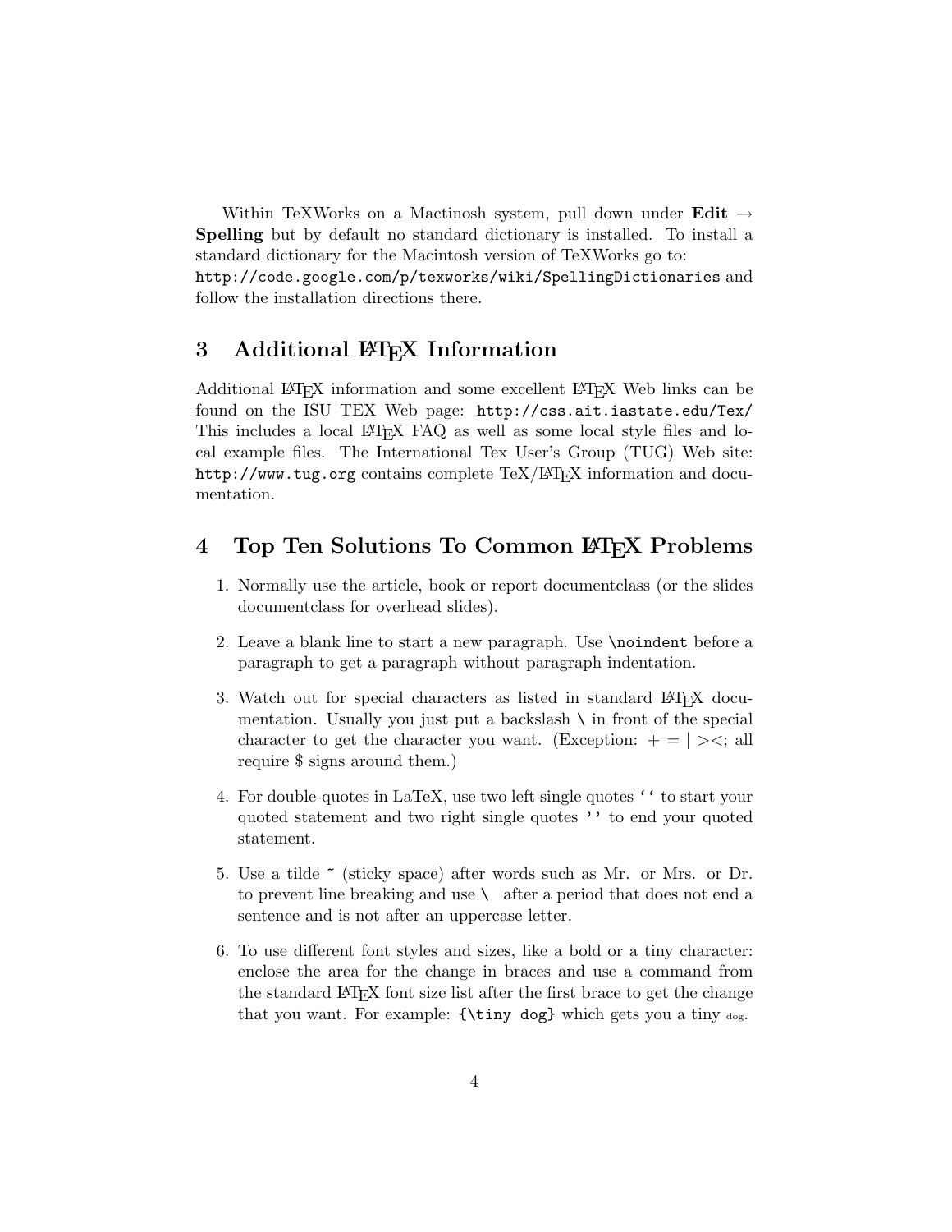Within TeXWorks on a Mactinosh system, pull down under **Edit** → **Spelling** but by default no standard dictionary is installed. To install a standard dictionary for the Macintosh version of TeXWorks go to: `http://code.google.com/p/texworks/wiki/SpellingDictionaries` and follow the installation directions there.

## 3 Additional LaTeX Information

Additional LaTeX information and some excellent LaTeX Web links can be found on the ISU TEX Web page: `http://css.ait.iastate.edu/Tex/` This includes a local LaTeX FAQ as well as some local style files and local example files. The International Tex User's Group (TUG) Web site: `http://www.tug.org` contains complete TeX/LaTeX information and documentation.

## 4 Top Ten Solutions To Common LaTeX Problems

1. Normally use the article, book or report documentclass (or the slides documentclass for overhead slides).
2. Leave a blank line to start a new paragraph. Use `\noindent` before a paragraph to get a paragraph without paragraph indentation.
3. Watch out for special characters as listed in standard LaTeX documentation. Usually you just put a backslash `\` in front of the special character to get the character you want. (Exception: $+ = | ><$; all require $ signs around them.)
4. For double-quotes in LaTeX, use two left single quotes `‘‘` to start your quoted statement and two right single quotes `''` to end your quoted statement.
5. Use a tilde ˜ (sticky space) after words such as Mr. or Mrs. or Dr. to prevent line breaking and use `\ ` after a period that does not end a sentence and is not after an uppercase letter.
6. To use different font styles and sizes, like a bold or a tiny character: enclose the area for the change in braces and use a command from the standard LaTeX font size list after the first brace to get the change that you want. For example: `{\tiny dog}` which gets you a tiny dog.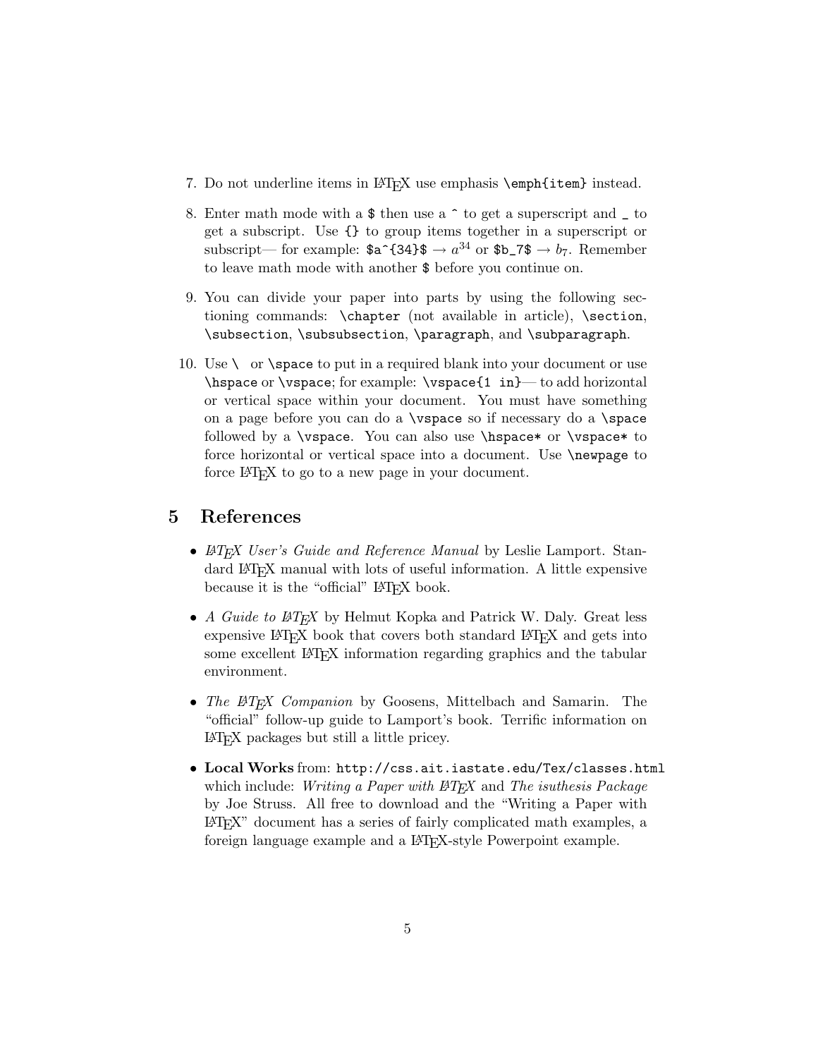7. Do not underline items in LaTeX use emphasis `\emph{item}` instead.

8. Enter math mode with a `$` then use a `^` to get a superscript and `_` to get a subscript. Use `{}` to group items together in a superscript or subscript— for example: `$a^{34}$` → $a^{34}$ or `$b_7$` → $b_7$. Remember to leave math mode with another `$` before you continue on.

9. You can divide your paper into parts by using the following sectioning commands: `\chapter` (not available in article), `\section`, `\subsection`, `\subsubsection`, `\paragraph`, and `\subparagraph`.

10. Use `\ ` or `\space` to put in a required blank into your document or use `\hspace` or `\vspace`; for example: `\vspace{1 in}`— to add horizontal or vertical space within your document. You must have something on a page before you can do a `\vspace` so if necessary do a `\space` followed by a `\vspace`. You can also use `\hspace*` or `\vspace*` to force horizontal or vertical space into a document. Use `\newpage` to force LaTeX to go to a new page in your document.

# 5 References

- *LaTeX User's Guide and Reference Manual* by Leslie Lamport. Standard LaTeX manual with lots of useful information. A little expensive because it is the "official" LaTeX book.

- *A Guide to LaTeX* by Helmut Kopka and Patrick W. Daly. Great less expensive LaTeX book that covers both standard LaTeX and gets into some excellent LaTeX information regarding graphics and the tabular environment.

- *The LaTeX Companion* by Goosens, Mittelbach and Samarin. The "official" follow-up guide to Lamport's book. Terrific information on LaTeX packages but still a little pricey.

- **Local Works** from: `http://css.ait.iastate.edu/Tex/classes.html` which include: *Writing a Paper with LaTeX* and *The isuthesis Package* by Joe Struss. All free to download and the "Writing a Paper with LaTeX" document has a series of fairly complicated math examples, a foreign language example and a LaTeX-style Powerpoint example.